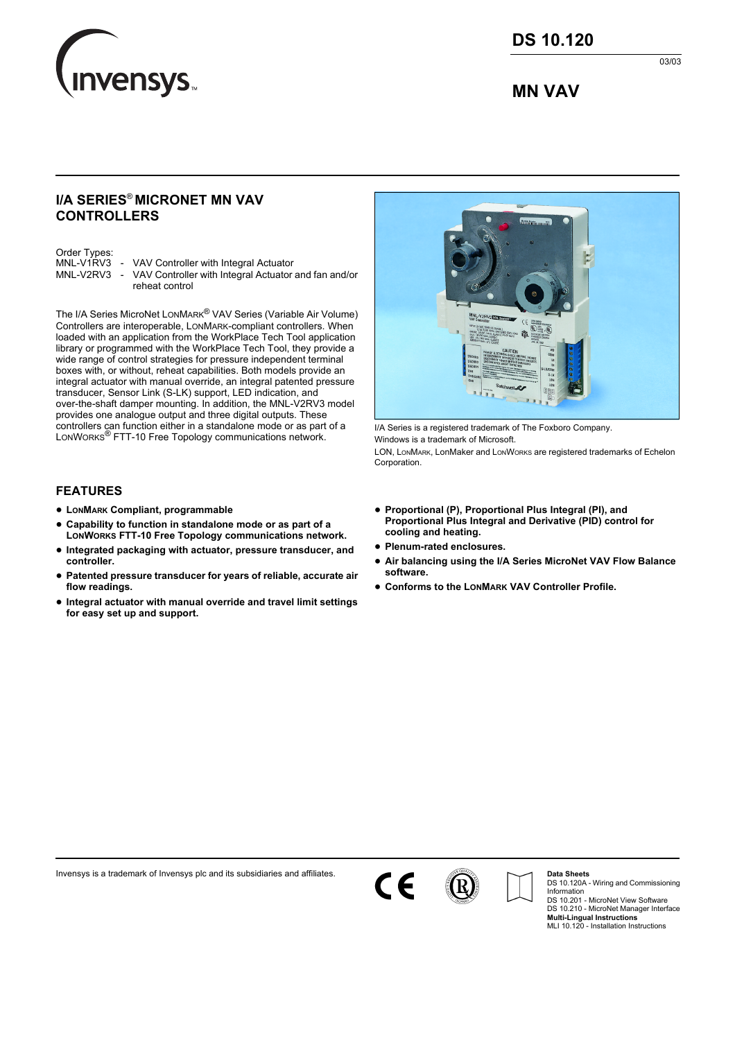# DS 10.120

03/03

# MN VAV

## I/A SERIES® MICRONET MN VAV CONTROLLERS

Order Types:
MNL-V1RV3 - VAV Controller with Integral Actuator
MNL-V2RV3 - VAV Controller with Integral Actuator and fan and/or reheat control

The I/A Series MicroNet LONMARK® VAV Series (Variable Air Volume) Controllers are interoperable, LONMARK-compliant controllers. When loaded with an application from the WorkPlace Tech Tool application library or programmed with the WorkPlace Tech Tool, they provide a wide range of control strategies for pressure independent terminal boxes with, or without, reheat capabilities. Both models provide an integral actuator with manual override, an integral patented pressure transducer, Sensor Link (S-LK) support, LED indication, and over-the-shaft damper mounting. In addition, the MNL-V2RV3 model provides one analogue output and three digital outputs. These controllers can function either in a standalone mode or as part of a LONWORKS® FTT-10 Free Topology communications network.

I/A Series is a registered trademark of The Foxboro Company.
Windows is a trademark of Microsoft.
LON, LONMARK, LonMaker and LONWORKS are registered trademarks of Echelon Corporation.

## FEATURES

- **LONMARK Compliant, programmable**
- **Capability to function in standalone mode or as part of a LONWORKS FTT-10 Free Topology communications network.**
- **Integrated packaging with actuator, pressure transducer, and controller.**
- **Patented pressure transducer for years of reliable, accurate air flow readings.**
- **Integral actuator with manual override and travel limit settings for easy set up and support.**
- **Proportional (P), Proportional Plus Integral (PI), and Proportional Plus Integral and Derivative (PID) control for cooling and heating.**
- **Plenum-rated enclosures.**
- **Air balancing using the I/A Series MicroNet VAV Flow Balance software.**
- **Conforms to the LONMARK VAV Controller Profile.**

Invensys is a trademark of Invensys plc and its subsidiaries and affiliates.

**Data Sheets**
DS 10.120A - Wiring and Commissioning Information
DS 10.201 - MicroNet View Software
DS 10.210 - MicroNet Manager Interface
**Multi-Lingual Instructions**
MLI 10.120 - Installation Instructions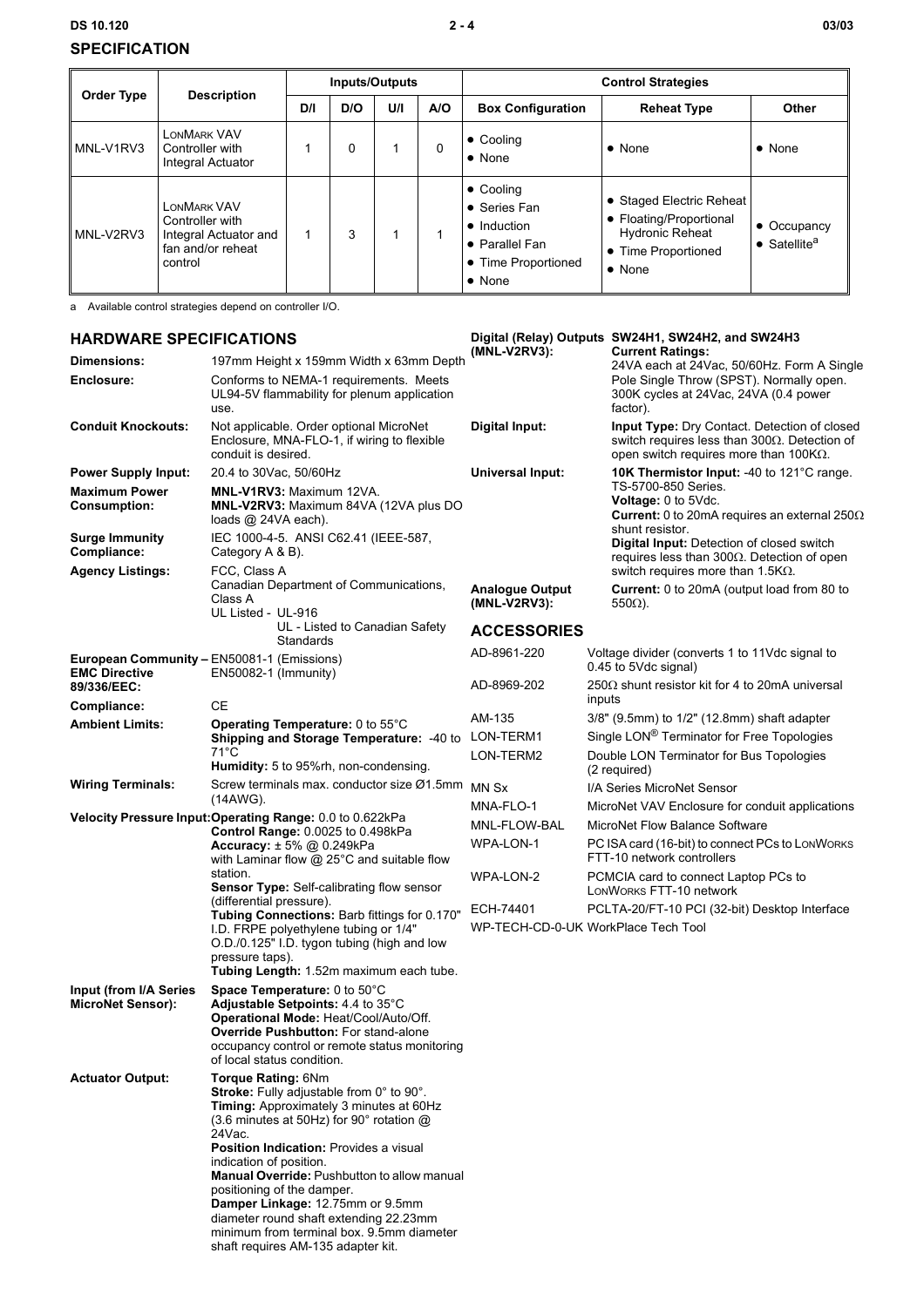## SPECIFICATION

| Order Type | Description | Inputs/Outputs | | | | Control Strategies | | |
|---|---|---|---|---|---|---|---|---|
| | | D/I | D/O | U/I | A/O | Box Configuration | Reheat Type | Other |
| MNL-V1RV3 | LONMARK VAV Controller with Integral Actuator | 1 | 0 | 1 | 0 | • Cooling<br>• None | • None | • None |
| MNL-V2RV3 | LONMARK VAV Controller with Integral Actuator and fan and/or reheat control | 1 | 3 | 1 | 1 | • Cooling<br>• Series Fan<br>• Induction<br>• Parallel Fan<br>• Time Proportioned<br>• None | • Staged Electric Reheat<br>• Floating/Proportional Hydronic Reheat<br>• Time Proportioned<br>• None | • Occupancy<br>• Satellite[a] |

a Available control strategies depend on controller I/O.

## HARDWARE SPECIFICATIONS

**Dimensions:** 197mm Height x 159mm Width x 63mm Depth

**Enclosure:** Conforms to NEMA-1 requirements. Meets UL94-5V flammability for plenum application use.

**Conduit Knockouts:** Not applicable. Order optional MicroNet Enclosure, MNA-FLO-1, if wiring to flexible conduit is desired.

**Power Supply Input:** 20.4 to 30Vac, 50/60Hz

**Maximum Power Consumption:** **MNL-V1RV3:** Maximum 12VA. **MNL-V2RV3:** Maximum 84VA (12VA plus DO loads @ 24VA each).

**Surge Immunity Compliance:** IEC 1000-4-5. ANSI C62.41 (IEEE-587, Category A & B).

**Agency Listings:** FCC, Class A
Canadian Department of Communications, Class A
UL Listed - UL-916
UL - Listed to Canadian Safety Standards

**European Community – EMC Directive 89/336/EEC:** EN50081-1 (Emissions)
EN50082-1 (Immunity)

**Compliance:** CE

**Ambient Limits:** **Operating Temperature:** 0 to 55°C
**Shipping and Storage Temperature:** -40 to 71°C
**Humidity:** 5 to 95%rh, non-condensing.

**Wiring Terminals:** Screw terminals max. conductor size Ø1.5mm (14AWG).

**Velocity Pressure Input:** **Operating Range:** 0.0 to 0.622kPa
**Control Range:** 0.0025 to 0.498kPa
**Accuracy:** ± 5% @ 0.249kPa with Laminar flow @ 25°C and suitable flow station.
**Sensor Type:** Self-calibrating flow sensor (differential pressure).
**Tubing Connections:** Barb fittings for 0.170" I.D. FRPE polyethylene tubing or 1/4" O.D./0.125" I.D. tygon tubing (high and low pressure taps).
**Tubing Length:** 1.52m maximum each tube.

**Input (from I/A Series MicroNet Sensor):** **Space Temperature:** 0 to 50°C
**Adjustable Setpoints:** 4.4 to 35°C
**Operational Mode:** Heat/Cool/Auto/Off.
**Override Pushbutton:** For stand-alone occupancy control or remote status monitoring of local status condition.

**Actuator Output:** **Torque Rating:** 6Nm
**Stroke:** Fully adjustable from 0° to 90°.
**Timing:** Approximately 3 minutes at 60Hz (3.6 minutes at 50Hz) for 90° rotation @ 24Vac.
**Position Indication:** Provides a visual indication of position.
**Manual Override:** Pushbutton to allow manual positioning of the damper.
**Damper Linkage:** 12.75mm or 9.5mm diameter round shaft extending 22.23mm minimum from terminal box. 9.5mm diameter shaft requires AM-135 adapter kit.

**Digital (Relay) Outputs (MNL-V2RV3):** SW24H1, SW24H2, and SW24H3
**Current Ratings:** 24VA each at 24Vac, 50/60Hz. Form A Single Pole Single Throw (SPST). Normally open. 300K cycles at 24Vac, 24VA (0.4 power factor).

**Digital Input:** **Input Type:** Dry Contact. Detection of closed switch requires less than 300Ω. Detection of open switch requires more than 100KΩ.

**Universal Input:** **10K Thermistor Input:** -40 to 121°C range. TS-5700-850 Series.
**Voltage:** 0 to 5Vdc.
**Current:** 0 to 20mA requires an external 250Ω shunt resistor.
**Digital Input:** Detection of closed switch requires less than 300Ω. Detection of open switch requires more than 1.5KΩ.

**Analogue Output (MNL-V2RV3):** **Current:** 0 to 20mA (output load from 80 to 550Ω).

## ACCESSORIES

| | |
|---|---|
| AD-8961-220 | Voltage divider (converts 1 to 11Vdc signal to 0.45 to 5Vdc signal) |
| AD-8969-202 | 250Ω shunt resistor kit for 4 to 20mA universal inputs |
| AM-135 | 3/8" (9.5mm) to 1/2" (12.8mm) shaft adapter |
| LON-TERM1 | Single LON® Terminator for Free Topologies |
| LON-TERM2 | Double LON Terminator for Bus Topologies (2 required) |
| MN Sx | I/A Series MicroNet Sensor |
| MNA-FLO-1 | MicroNet VAV Enclosure for conduit applications |
| MNL-FLOW-BAL | MicroNet Flow Balance Software |
| WPA-LON-1 | PC ISA card (16-bit) to connect PCs to LONWORKS FTT-10 network controllers |
| WPA-LON-2 | PCMCIA card to connect Laptop PCs to LONWORKS FTT-10 network |
| ECH-74401 | PCLTA-20/FT-10 PCI (32-bit) Desktop Interface |
| WP-TECH-CD-0-UK | WorkPlace Tech Tool |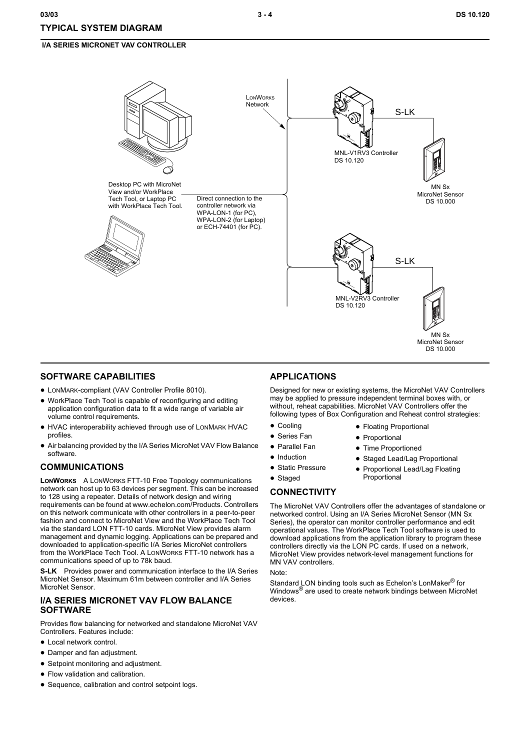## TYPICAL SYSTEM DIAGRAM

### I/A SERIES MICRONET VAV CONTROLLER

LonWorks Network

Desktop PC with MicroNet View and/or WorkPlace Tech Tool, or Laptop PC with WorkPlace Tech Tool.

Direct connection to the controller network via WPA-LON-1 (for PC), WPA-LON-2 (for Laptop) or ECH-74401 (for PC).

S-LK

MNL-V1RV3 Controller
DS 10.120

MN Sx
MicroNet Sensor
DS 10.000

S-LK

MNL-V2RV3 Controller
DS 10.120

MN Sx
MicroNet Sensor
DS 10.000

## SOFTWARE CAPABILITIES

- LonMark-compliant (VAV Controller Profile 8010).
- WorkPlace Tech Tool is capable of reconfiguring and editing application configuration data to fit a wide range of variable air volume control requirements.
- HVAC interoperability achieved through use of LonMark HVAC profiles.
- Air balancing provided by the I/A Series MicroNet VAV Flow Balance software.

## COMMUNICATIONS

**LonWorks** A LonWorks FTT-10 Free Topology communications network can host up to 63 devices per segment. This can be increased to 128 using a repeater. Details of network design and wiring requirements can be found at www.echelon.com/Products. Controllers on this network communicate with other controllers in a peer-to-peer fashion and connect to MicroNet View and the WorkPlace Tech Tool via the standard LON FTT-10 cards. MicroNet View provides alarm management and dynamic logging. Applications can be prepared and downloaded to application-specific I/A Series MicroNet controllers from the WorkPlace Tech Tool. A LonWorks FTT-10 network has a communications speed of up to 78k baud.

**S-LK** Provides power and communication interface to the I/A Series MicroNet Sensor. Maximum 61m between controller and I/A Series MicroNet Sensor.

## I/A SERIES MICRONET VAV FLOW BALANCE SOFTWARE

Provides flow balancing for networked and standalone MicroNet VAV Controllers. Features include:

- Local network control.
- Damper and fan adjustment.
- Setpoint monitoring and adjustment.
- Flow validation and calibration.
- Sequence, calibration and control setpoint logs.

## APPLICATIONS

Designed for new or existing systems, the MicroNet VAV Controllers may be applied to pressure independent terminal boxes with, or without, reheat capabilities. MicroNet VAV Controllers offer the following types of Box Configuration and Reheat control strategies:

- Cooling
- Series Fan
- Parallel Fan
- Induction
- Static Pressure
- Staged

- Floating Proportional
- Proportional
- Time Proportioned
- Staged Lead/Lag Proportional
- Proportional Lead/Lag Floating Proportional

## CONNECTIVITY

The MicroNet VAV Controllers offer the advantages of standalone or networked control. Using an I/A Series MicroNet Sensor (MN Sx Series), the operator can monitor controller performance and edit operational values. The WorkPlace Tech Tool software is used to download applications from the application library to program these controllers directly via the LON PC cards. If used on a network, MicroNet View provides network-level management functions for MN VAV controllers.

Note:

Standard LON binding tools such as Echelon's LonMaker® for Windows® are used to create network bindings between MicroNet devices.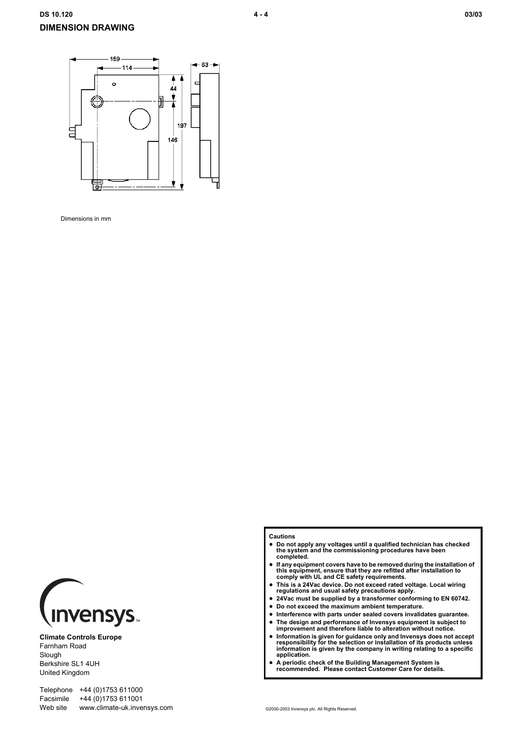## DIMENSION DRAWING

159

114

63

44

197

146

Dimensions in mm

**Climate Controls Europe**
Farnham Road
Slough
Berkshire SL1 4UH
United Kingdom

Telephone +44 (0)1753 611000
Facsimile +44 (0)1753 611001
Web site www.climate-uk.invensys.com

**Cautions**

- **Do not apply any voltages until a qualified technician has checked the system and the commissioning procedures have been completed.**
- **If any equipment covers have to be removed during the installation of this equipment, ensure that they are refitted after installation to comply with UL and CE safety requirements.**
- **This is a 24Vac device. Do not exceed rated voltage. Local wiring regulations and usual safety precautions apply.**
- **24Vac must be supplied by a transformer conforming to EN 60742.**
- **Do not exceed the maximum ambient temperature.**
- **Interference with parts under sealed covers invalidates guarantee.**
- **The design and performance of Invensys equipment is subject to improvement and therefore liable to alteration without notice.**
- **Information is given for guidance only and Invensys does not accept responsibility for the selection or installation of its products unless information is given by the company in writing relating to a specific application.**
- **A periodic check of the Building Management System is recommended. Please contact Customer Care for details.**

©2000-2003 Invensys plc. All Rights Reserved.